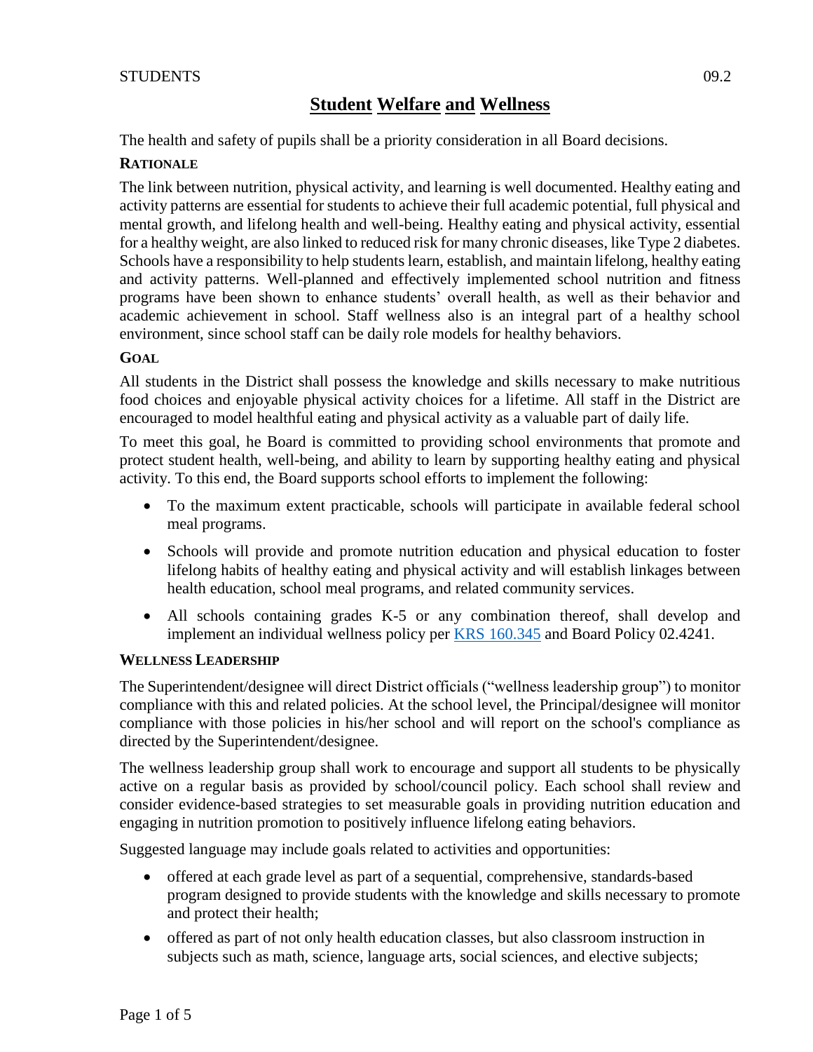# Student Welfare and Wellness

The health and safety of pupils shall be a priority consideration in all Board decisions.

## Rationale

The link between nutrition, physical activity, and learning is well documented. Healthy eating and activity patterns are essential for students to achieve their full academic potential, full physical and mental growth, and lifelong health and well-being. Healthy eating and physical activity, essential for a healthy weight, are also linked to reduced risk for many chronic diseases, like Type 2 diabetes. Schools have a responsibility to help students learn, establish, and maintain lifelong, healthy eating and activity patterns. Well-planned and effectively implemented school nutrition and fitness programs have been shown to enhance students' overall health, as well as their behavior and academic achievement in school. Staff wellness also is an integral part of a healthy school environment, since school staff can be daily role models for healthy behaviors.

## Goal

All students in the District shall possess the knowledge and skills necessary to make nutritious food choices and enjoyable physical activity choices for a lifetime. All staff in the District are encouraged to model healthful eating and physical activity as a valuable part of daily life.

To meet this goal, he Board is committed to providing school environments that promote and protect student health, well-being, and ability to learn by supporting healthy eating and physical activity. To this end, the Board supports school efforts to implement the following:

- To the maximum extent practicable, schools will participate in available federal school meal programs.
- Schools will provide and promote nutrition education and physical education to foster lifelong habits of healthy eating and physical activity and will establish linkages between health education, school meal programs, and related community services.
- All schools containing grades K-5 or any combination thereof, shall develop and implement an individual wellness policy per KRS 160.345 and Board Policy 02.4241.

## Wellness Leadership

The Superintendent/designee will direct District officials ("wellness leadership group") to monitor compliance with this and related policies. At the school level, the Principal/designee will monitor compliance with those policies in his/her school and will report on the school's compliance as directed by the Superintendent/designee.

The wellness leadership group shall work to encourage and support all students to be physically active on a regular basis as provided by school/council policy. Each school shall review and consider evidence-based strategies to set measurable goals in providing nutrition education and engaging in nutrition promotion to positively influence lifelong eating behaviors.

Suggested language may include goals related to activities and opportunities:

- offered at each grade level as part of a sequential, comprehensive, standards-based program designed to provide students with the knowledge and skills necessary to promote and protect their health;
- offered as part of not only health education classes, but also classroom instruction in subjects such as math, science, language arts, social sciences, and elective subjects;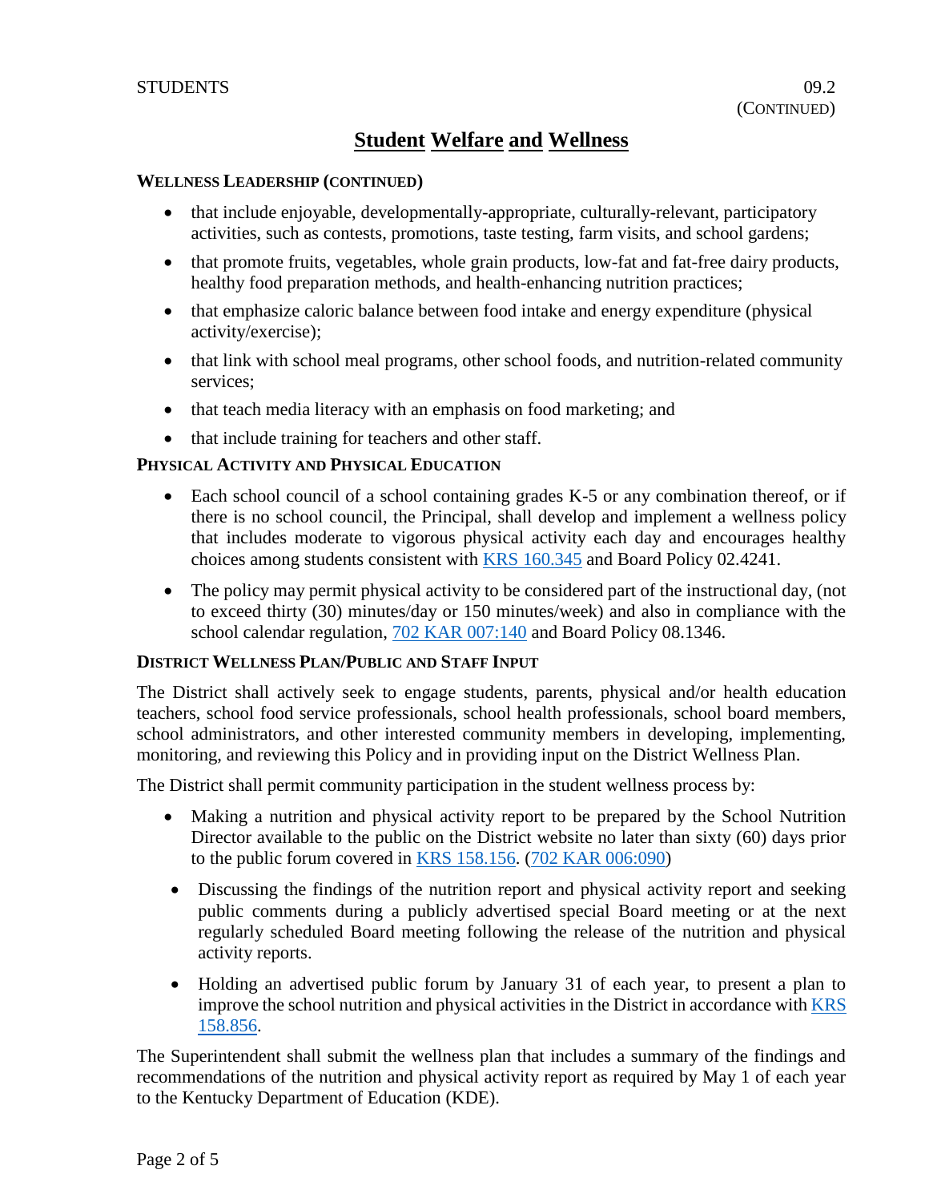## Student Welfare and Wellness

**WELLNESS LEADERSHIP (CONTINUED)**

- that include enjoyable, developmentally-appropriate, culturally-relevant, participatory activities, such as contests, promotions, taste testing, farm visits, and school gardens;
- that promote fruits, vegetables, whole grain products, low-fat and fat-free dairy products, healthy food preparation methods, and health-enhancing nutrition practices;
- that emphasize caloric balance between food intake and energy expenditure (physical activity/exercise);
- that link with school meal programs, other school foods, and nutrition-related community services;
- that teach media literacy with an emphasis on food marketing; and
- that include training for teachers and other staff.

**PHYSICAL ACTIVITY AND PHYSICAL EDUCATION**

- Each school council of a school containing grades K-5 or any combination thereof, or if there is no school council, the Principal, shall develop and implement a wellness policy that includes moderate to vigorous physical activity each day and encourages healthy choices among students consistent with KRS 160.345 and Board Policy 02.4241.
- The policy may permit physical activity to be considered part of the instructional day, (not to exceed thirty (30) minutes/day or 150 minutes/week) and also in compliance with the school calendar regulation, 702 KAR 007:140 and Board Policy 08.1346.

**DISTRICT WELLNESS PLAN/PUBLIC AND STAFF INPUT**

The District shall actively seek to engage students, parents, physical and/or health education teachers, school food service professionals, school health professionals, school board members, school administrators, and other interested community members in developing, implementing, monitoring, and reviewing this Policy and in providing input on the District Wellness Plan.

The District shall permit community participation in the student wellness process by:

- Making a nutrition and physical activity report to be prepared by the School Nutrition Director available to the public on the District website no later than sixty (60) days prior to the public forum covered in KRS 158.156. (702 KAR 006:090)
- Discussing the findings of the nutrition report and physical activity report and seeking public comments during a publicly advertised special Board meeting or at the next regularly scheduled Board meeting following the release of the nutrition and physical activity reports.
- Holding an advertised public forum by January 31 of each year, to present a plan to improve the school nutrition and physical activities in the District in accordance with KRS 158.856.

The Superintendent shall submit the wellness plan that includes a summary of the findings and recommendations of the nutrition and physical activity report as required by May 1 of each year to the Kentucky Department of Education (KDE).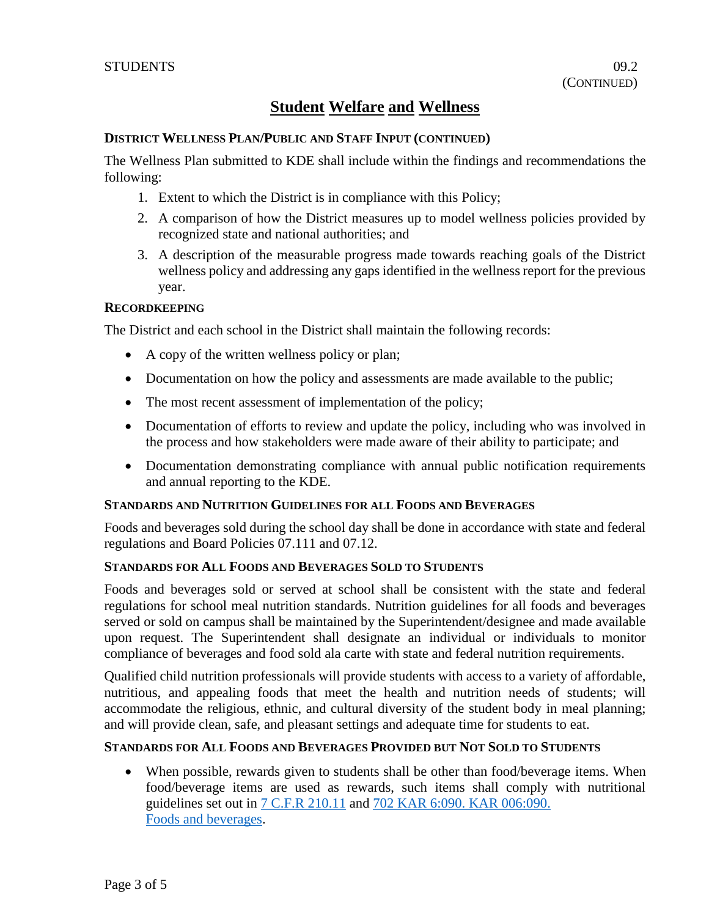## Student Welfare and Wellness

### DISTRICT WELLNESS PLAN/PUBLIC AND STAFF INPUT (CONTINUED)

The Wellness Plan submitted to KDE shall include within the findings and recommendations the following:

1. Extent to which the District is in compliance with this Policy;
2. A comparison of how the District measures up to model wellness policies provided by recognized state and national authorities; and
3. A description of the measurable progress made towards reaching goals of the District wellness policy and addressing any gaps identified in the wellness report for the previous year.

### RECORDKEEPING

The District and each school in the District shall maintain the following records:

- A copy of the written wellness policy or plan;
- Documentation on how the policy and assessments are made available to the public;
- The most recent assessment of implementation of the policy;
- Documentation of efforts to review and update the policy, including who was involved in the process and how stakeholders were made aware of their ability to participate; and
- Documentation demonstrating compliance with annual public notification requirements and annual reporting to the KDE.

### STANDARDS AND NUTRITION GUIDELINES FOR ALL FOODS AND BEVERAGES

Foods and beverages sold during the school day shall be done in accordance with state and federal regulations and Board Policies 07.111 and 07.12.

### STANDARDS FOR ALL FOODS AND BEVERAGES SOLD TO STUDENTS

Foods and beverages sold or served at school shall be consistent with the state and federal regulations for school meal nutrition standards. Nutrition guidelines for all foods and beverages served or sold on campus shall be maintained by the Superintendent/designee and made available upon request. The Superintendent shall designate an individual or individuals to monitor compliance of beverages and food sold ala carte with state and federal nutrition requirements.

Qualified child nutrition professionals will provide students with access to a variety of affordable, nutritious, and appealing foods that meet the health and nutrition needs of students; will accommodate the religious, ethnic, and cultural diversity of the student body in meal planning; and will provide clean, safe, and pleasant settings and adequate time for students to eat.

### STANDARDS FOR ALL FOODS AND BEVERAGES PROVIDED BUT NOT SOLD TO STUDENTS

- When possible, rewards given to students shall be other than food/beverage items. When food/beverage items are used as rewards, such items shall comply with nutritional guidelines set out in 7 C.F.R 210.11 and 702 KAR 6:090. KAR 006:090. Foods and beverages.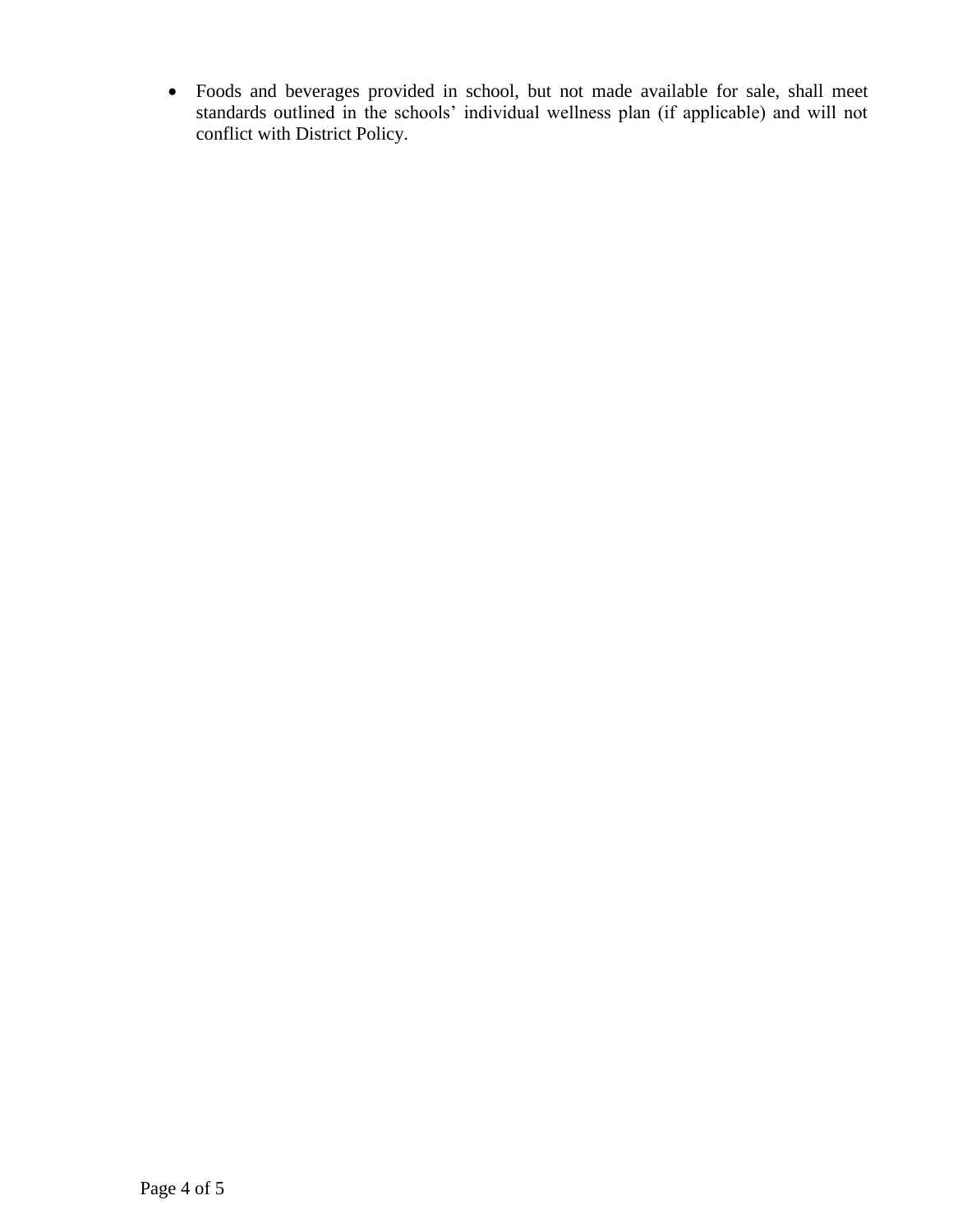- Foods and beverages provided in school, but not made available for sale, shall meet standards outlined in the schools' individual wellness plan (if applicable) and will not conflict with District Policy.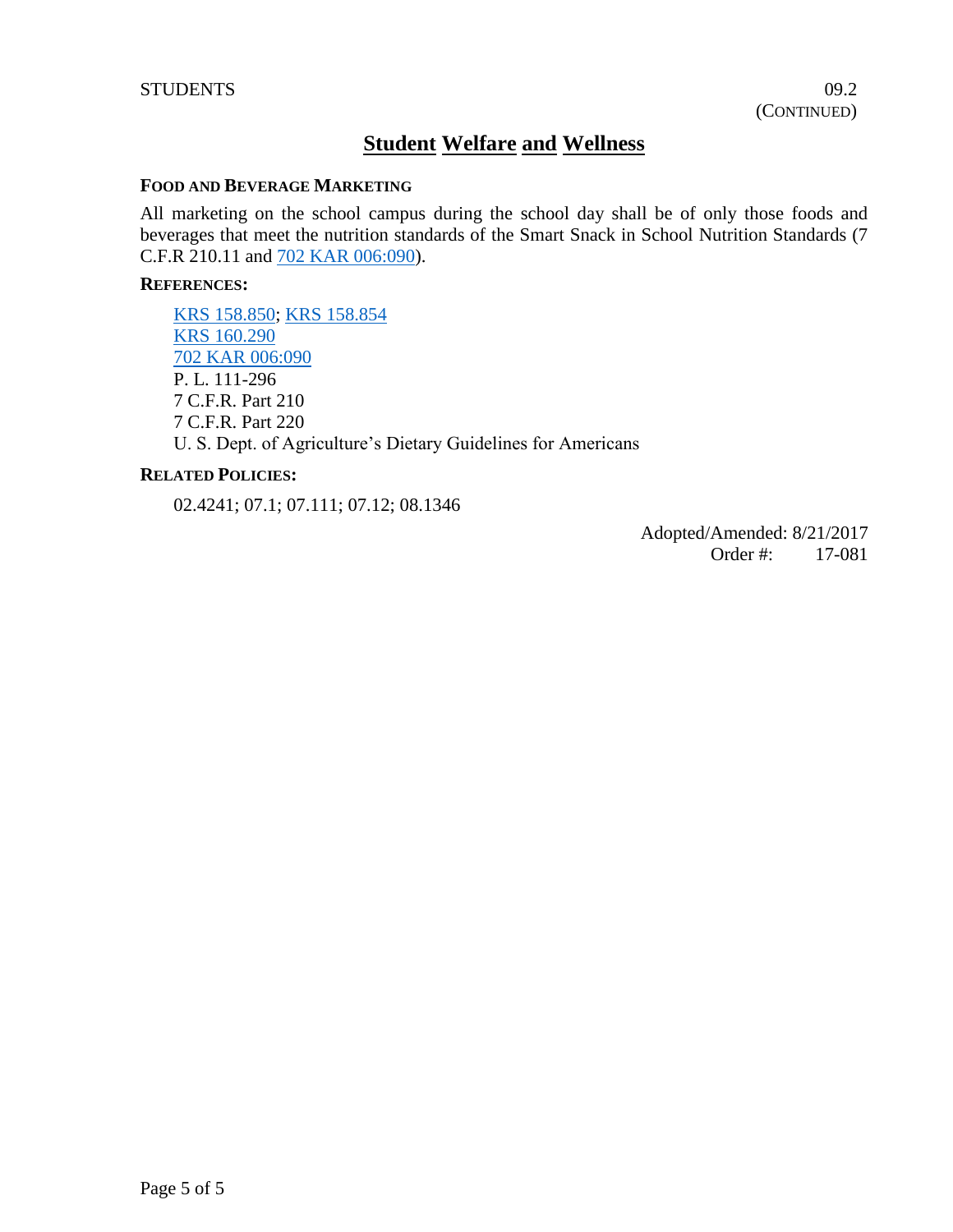## Student Welfare and Wellness

### FOOD AND BEVERAGE MARKETING

All marketing on the school campus during the school day shall be of only those foods and beverages that meet the nutrition standards of the Smart Snack in School Nutrition Standards (7 C.F.R 210.11 and 702 KAR 006:090).

### REFERENCES:

KRS 158.850; KRS 158.854
KRS 160.290
702 KAR 006:090
P. L. 111-296
7 C.F.R. Part 210
7 C.F.R. Part 220
U. S. Dept. of Agriculture's Dietary Guidelines for Americans

### RELATED POLICIES:

02.4241; 07.1; 07.111; 07.12; 08.1346

Adopted/Amended: 8/21/2017
Order #: 17-081